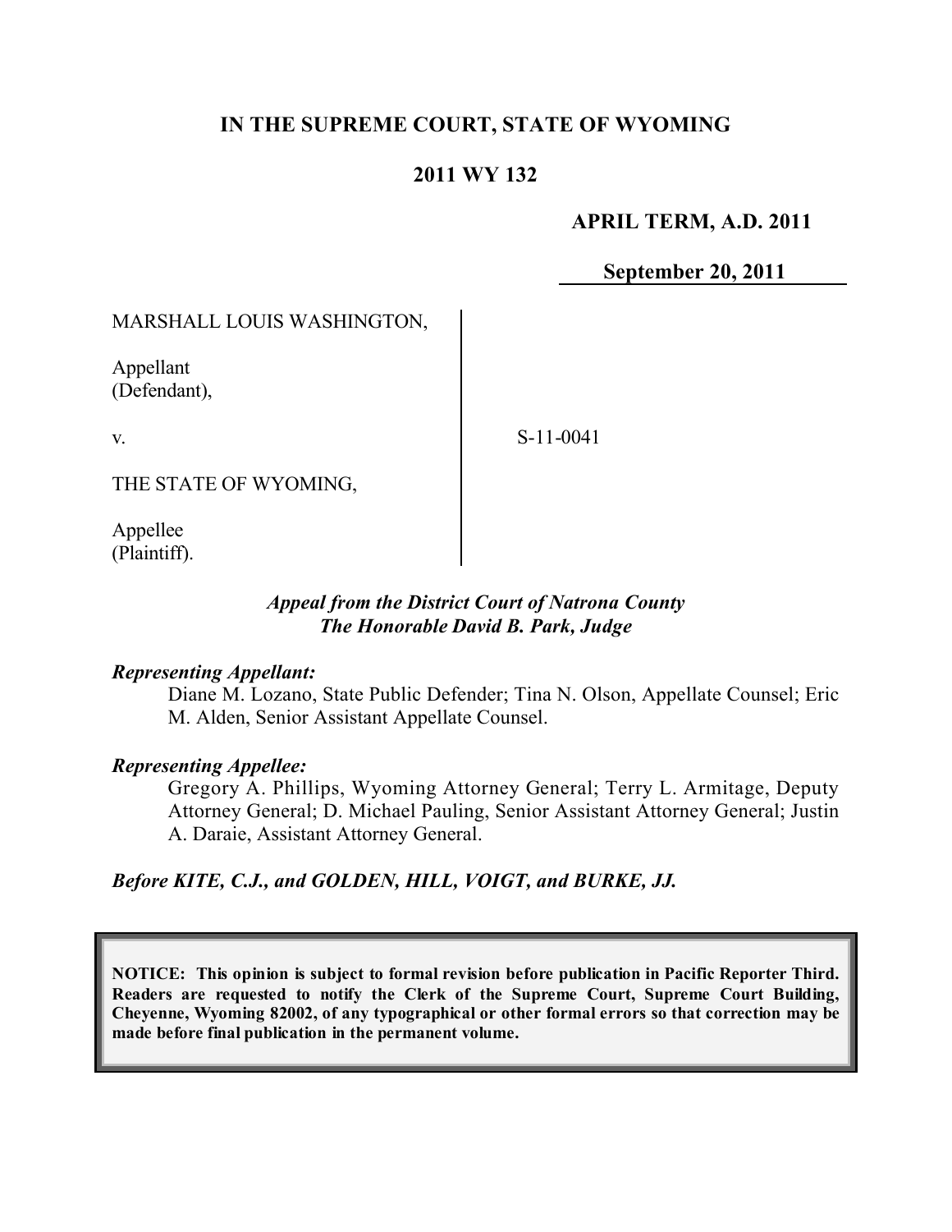# IN THE SUPREME COURT, STATE OF WYOMING

## 2011 WY 132

**APRIL TERM, A.D. 2011**

**September 20, 2011**

MARSHALL LOUIS WASHINGTON,

Appellant
(Defendant),

v.

S-11-0041

THE STATE OF WYOMING,

Appellee
(Plaintiff).

*Appeal from the District Court of Natrona County*
*The Honorable David B. Park, Judge*

***Representing Appellant:***

Diane M. Lozano, State Public Defender; Tina N. Olson, Appellate Counsel; Eric M. Alden, Senior Assistant Appellate Counsel.

***Representing Appellee:***

Gregory A. Phillips, Wyoming Attorney General; Terry L. Armitage, Deputy Attorney General; D. Michael Pauling, Senior Assistant Attorney General; Justin A. Daraie, Assistant Attorney General.

***Before KITE, C.J., and GOLDEN, HILL, VOIGT, and BURKE, JJ.***

**NOTICE: This opinion is subject to formal revision before publication in Pacific Reporter Third. Readers are requested to notify the Clerk of the Supreme Court, Supreme Court Building, Cheyenne, Wyoming 82002, of any typographical or other formal errors so that correction may be made before final publication in the permanent volume.**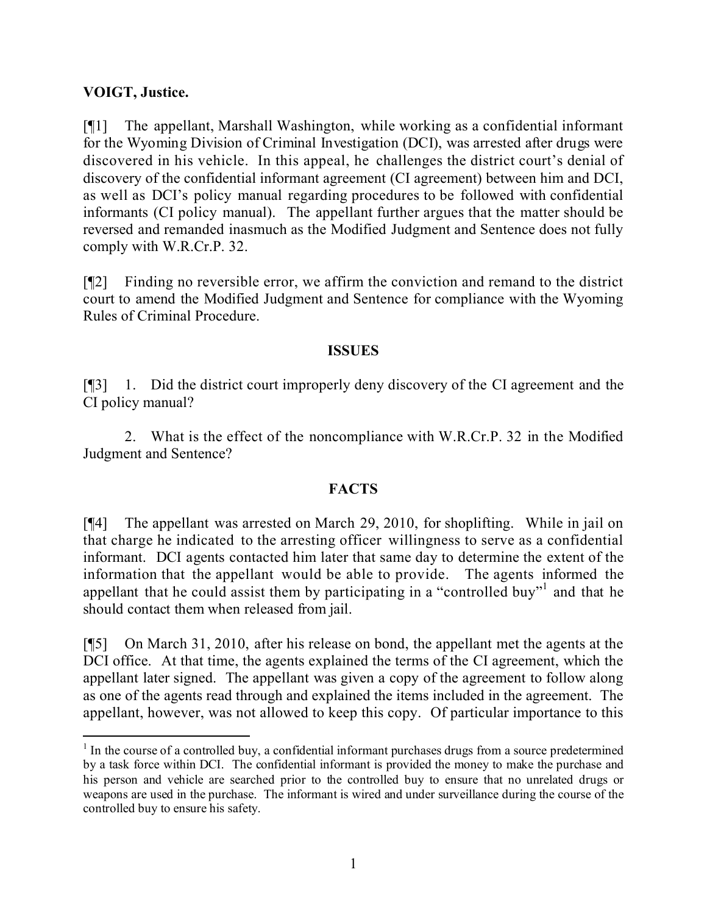**VOIGT, Justice.**

[¶1] The appellant, Marshall Washington, while working as a confidential informant for the Wyoming Division of Criminal Investigation (DCI), was arrested after drugs were discovered in his vehicle. In this appeal, he challenges the district court's denial of discovery of the confidential informant agreement (CI agreement) between him and DCI, as well as DCI's policy manual regarding procedures to be followed with confidential informants (CI policy manual). The appellant further argues that the matter should be reversed and remanded inasmuch as the Modified Judgment and Sentence does not fully comply with W.R.Cr.P. 32.

[¶2] Finding no reversible error, we affirm the conviction and remand to the district court to amend the Modified Judgment and Sentence for compliance with the Wyoming Rules of Criminal Procedure.

## ISSUES

[¶3] 1. Did the district court improperly deny discovery of the CI agreement and the CI policy manual?

2. What is the effect of the noncompliance with W.R.Cr.P. 32 in the Modified Judgment and Sentence?

## FACTS

[¶4] The appellant was arrested on March 29, 2010, for shoplifting. While in jail on that charge he indicated to the arresting officer willingness to serve as a confidential informant. DCI agents contacted him later that same day to determine the extent of the information that the appellant would be able to provide. The agents informed the appellant that he could assist them by participating in a "controlled buy"[1] and that he should contact them when released from jail.

[¶5] On March 31, 2010, after his release on bond, the appellant met the agents at the DCI office. At that time, the agents explained the terms of the CI agreement, which the appellant later signed. The appellant was given a copy of the agreement to follow along as one of the agents read through and explained the items included in the agreement. The appellant, however, was not allowed to keep this copy. Of particular importance to this

---

[1] In the course of a controlled buy, a confidential informant purchases drugs from a source predetermined by a task force within DCI. The confidential informant is provided the money to make the purchase and his person and vehicle are searched prior to the controlled buy to ensure that no unrelated drugs or weapons are used in the purchase. The informant is wired and under surveillance during the course of the controlled buy to ensure his safety.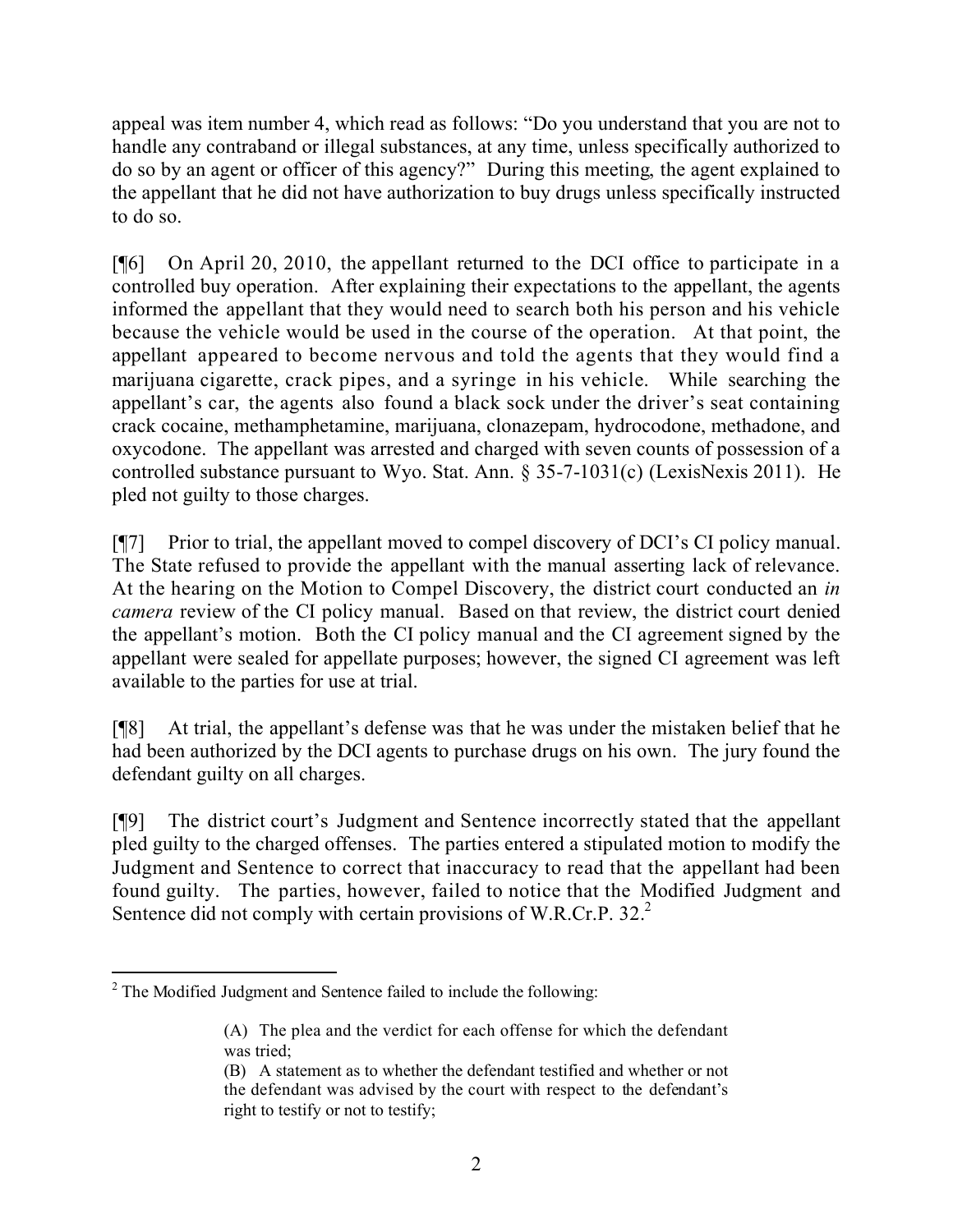appeal was item number 4, which read as follows: "Do you understand that you are not to handle any contraband or illegal substances, at any time, unless specifically authorized to do so by an agent or officer of this agency?" During this meeting, the agent explained to the appellant that he did not have authorization to buy drugs unless specifically instructed to do so.

[¶6] On April 20, 2010, the appellant returned to the DCI office to participate in a controlled buy operation. After explaining their expectations to the appellant, the agents informed the appellant that they would need to search both his person and his vehicle because the vehicle would be used in the course of the operation. At that point, the appellant appeared to become nervous and told the agents that they would find a marijuana cigarette, crack pipes, and a syringe in his vehicle. While searching the appellant's car, the agents also found a black sock under the driver's seat containing crack cocaine, methamphetamine, marijuana, clonazepam, hydrocodone, methadone, and oxycodone. The appellant was arrested and charged with seven counts of possession of a controlled substance pursuant to Wyo. Stat. Ann. § 35-7-1031(c) (LexisNexis 2011). He pled not guilty to those charges.

[¶7] Prior to trial, the appellant moved to compel discovery of DCI's CI policy manual. The State refused to provide the appellant with the manual asserting lack of relevance. At the hearing on the Motion to Compel Discovery, the district court conducted an *in camera* review of the CI policy manual. Based on that review, the district court denied the appellant's motion. Both the CI policy manual and the CI agreement signed by the appellant were sealed for appellate purposes; however, the signed CI agreement was left available to the parties for use at trial.

[¶8] At trial, the appellant's defense was that he was under the mistaken belief that he had been authorized by the DCI agents to purchase drugs on his own. The jury found the defendant guilty on all charges.

[¶9] The district court's Judgment and Sentence incorrectly stated that the appellant pled guilty to the charged offenses. The parties entered a stipulated motion to modify the Judgment and Sentence to correct that inaccuracy to read that the appellant had been found guilty. The parties, however, failed to notice that the Modified Judgment and Sentence did not comply with certain provisions of W.R.Cr.P. 32.[2]

---

[2] The Modified Judgment and Sentence failed to include the following:

> (A) The plea and the verdict for each offense for which the defendant was tried;
>
> (B) A statement as to whether the defendant testified and whether or not the defendant was advised by the court with respect to the defendant's right to testify or not to testify;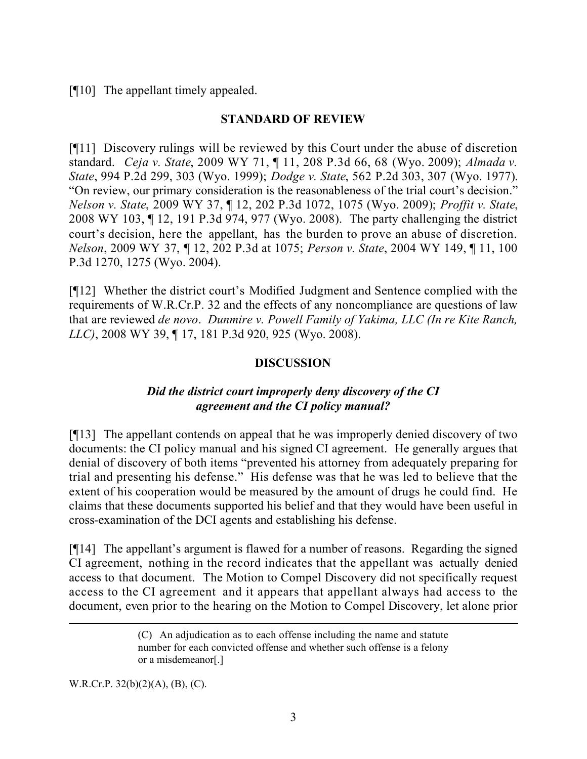[¶10] The appellant timely appealed.

## STANDARD OF REVIEW

[¶11] Discovery rulings will be reviewed by this Court under the abuse of discretion standard. *Ceja v. State*, 2009 WY 71, ¶ 11, 208 P.3d 66, 68 (Wyo. 2009); *Almada v. State*, 994 P.2d 299, 303 (Wyo. 1999); *Dodge v. State*, 562 P.2d 303, 307 (Wyo. 1977). "On review, our primary consideration is the reasonableness of the trial court's decision." *Nelson v. State*, 2009 WY 37, ¶ 12, 202 P.3d 1072, 1075 (Wyo. 2009); *Proffit v. State*, 2008 WY 103, ¶ 12, 191 P.3d 974, 977 (Wyo. 2008). The party challenging the district court's decision, here the appellant, has the burden to prove an abuse of discretion. *Nelson*, 2009 WY 37, ¶ 12, 202 P.3d at 1075; *Person v. State*, 2004 WY 149, ¶ 11, 100 P.3d 1270, 1275 (Wyo. 2004).

[¶12] Whether the district court's Modified Judgment and Sentence complied with the requirements of W.R.Cr.P. 32 and the effects of any noncompliance are questions of law that are reviewed *de novo*. *Dunmire v. Powell Family of Yakima, LLC (In re Kite Ranch, LLC)*, 2008 WY 39, ¶ 17, 181 P.3d 920, 925 (Wyo. 2008).

## DISCUSSION

### *Did the district court improperly deny discovery of the CI agreement and the CI policy manual?*

[¶13] The appellant contends on appeal that he was improperly denied discovery of two documents: the CI policy manual and his signed CI agreement. He generally argues that denial of discovery of both items "prevented his attorney from adequately preparing for trial and presenting his defense." His defense was that he was led to believe that the extent of his cooperation would be measured by the amount of drugs he could find. He claims that these documents supported his belief and that they would have been useful in cross-examination of the DCI agents and establishing his defense.

[¶14] The appellant's argument is flawed for a number of reasons. Regarding the signed CI agreement, nothing in the record indicates that the appellant was actually denied access to that document. The Motion to Compel Discovery did not specifically request access to the CI agreement and it appears that appellant always had access to the document, even prior to the hearing on the Motion to Compel Discovery, let alone prior

> (C) An adjudication as to each offense including the name and statute number for each convicted offense and whether such offense is a felony or a misdemeanor[.]

W.R.Cr.P. 32(b)(2)(A), (B), (C).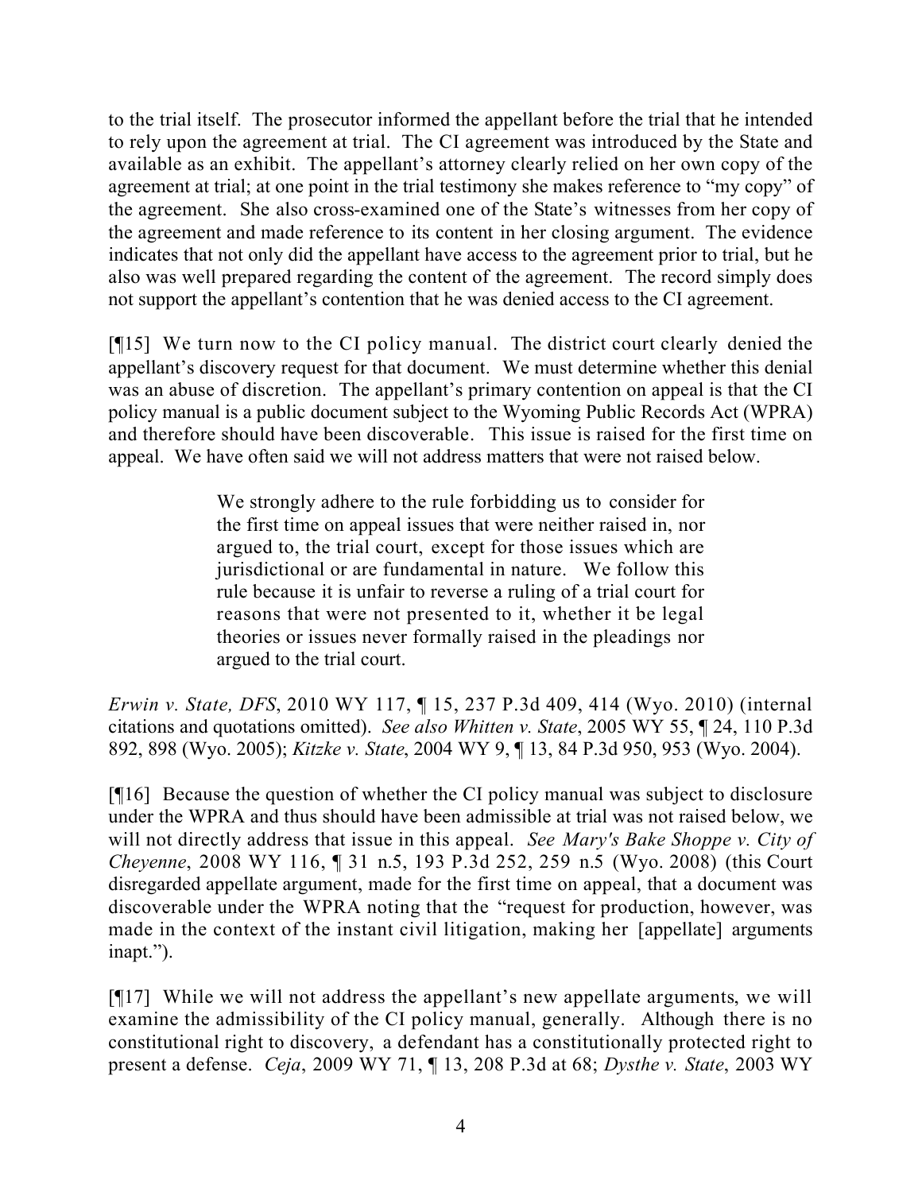to the trial itself. The prosecutor informed the appellant before the trial that he intended to rely upon the agreement at trial. The CI agreement was introduced by the State and available as an exhibit. The appellant's attorney clearly relied on her own copy of the agreement at trial; at one point in the trial testimony she makes reference to "my copy" of the agreement. She also cross-examined one of the State's witnesses from her copy of the agreement and made reference to its content in her closing argument. The evidence indicates that not only did the appellant have access to the agreement prior to trial, but he also was well prepared regarding the content of the agreement. The record simply does not support the appellant's contention that he was denied access to the CI agreement.

[¶15] We turn now to the CI policy manual. The district court clearly denied the appellant's discovery request for that document. We must determine whether this denial was an abuse of discretion. The appellant's primary contention on appeal is that the CI policy manual is a public document subject to the Wyoming Public Records Act (WPRA) and therefore should have been discoverable. This issue is raised for the first time on appeal. We have often said we will not address matters that were not raised below.

> We strongly adhere to the rule forbidding us to consider for the first time on appeal issues that were neither raised in, nor argued to, the trial court, except for those issues which are jurisdictional or are fundamental in nature. We follow this rule because it is unfair to reverse a ruling of a trial court for reasons that were not presented to it, whether it be legal theories or issues never formally raised in the pleadings nor argued to the trial court.

*Erwin v. State, DFS*, 2010 WY 117, ¶ 15, 237 P.3d 409, 414 (Wyo. 2010) (internal citations and quotations omitted). *See also Whitten v. State*, 2005 WY 55, ¶ 24, 110 P.3d 892, 898 (Wyo. 2005); *Kitzke v. State*, 2004 WY 9, ¶ 13, 84 P.3d 950, 953 (Wyo. 2004).

[¶16] Because the question of whether the CI policy manual was subject to disclosure under the WPRA and thus should have been admissible at trial was not raised below, we will not directly address that issue in this appeal. *See Mary's Bake Shoppe v. City of Cheyenne*, 2008 WY 116, ¶ 31 n.5, 193 P.3d 252, 259 n.5 (Wyo. 2008) (this Court disregarded appellate argument, made for the first time on appeal, that a document was discoverable under the WPRA noting that the "request for production, however, was made in the context of the instant civil litigation, making her [appellate] arguments inapt.").

[¶17] While we will not address the appellant's new appellate arguments, we will examine the admissibility of the CI policy manual, generally. Although there is no constitutional right to discovery, a defendant has a constitutionally protected right to present a defense. *Ceja*, 2009 WY 71, ¶ 13, 208 P.3d at 68; *Dysthe v. State*, 2003 WY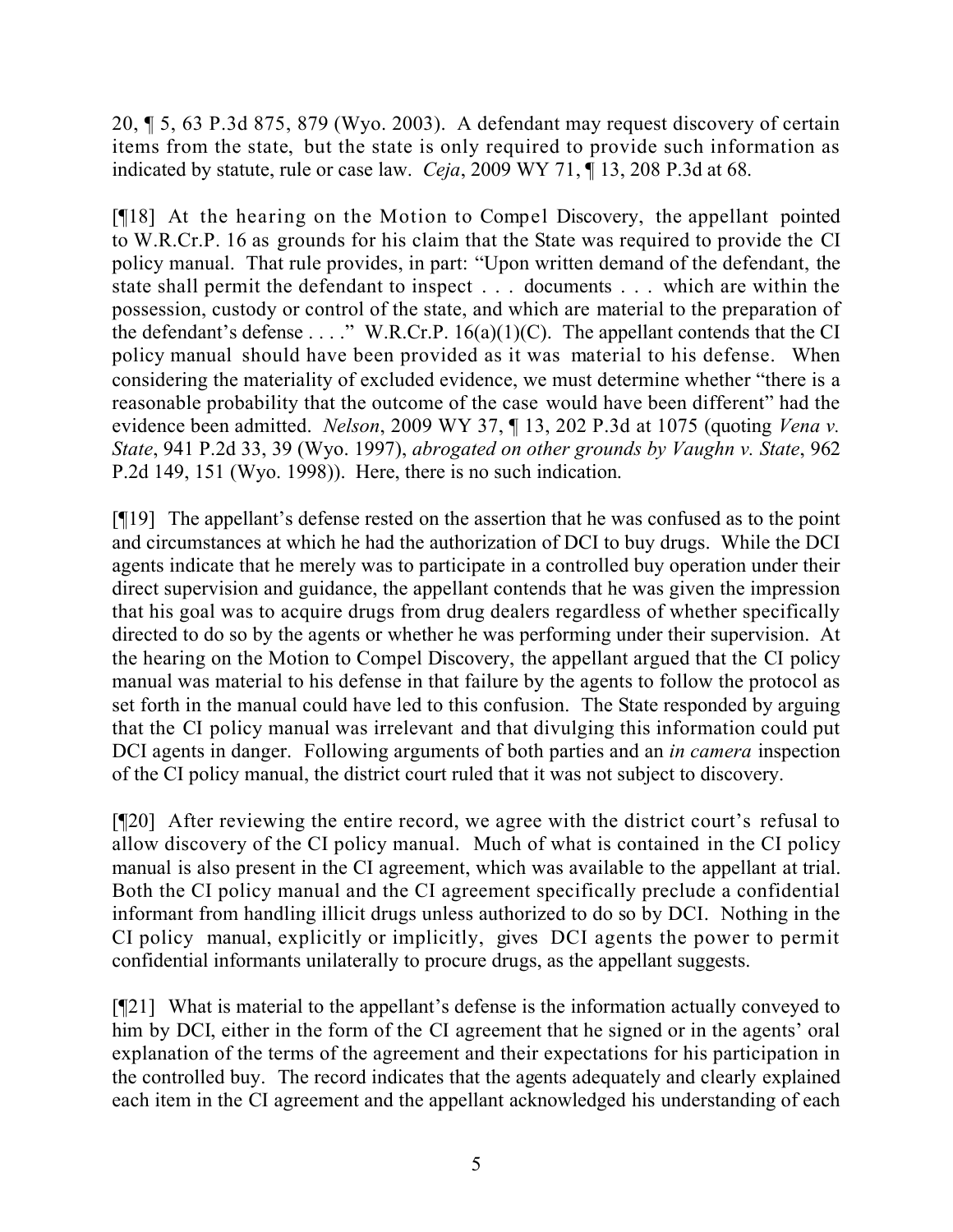20, ¶ 5, 63 P.3d 875, 879 (Wyo. 2003). A defendant may request discovery of certain items from the state, but the state is only required to provide such information as indicated by statute, rule or case law. *Ceja*, 2009 WY 71, ¶ 13, 208 P.3d at 68.

[¶18] At the hearing on the Motion to Compel Discovery, the appellant pointed to W.R.Cr.P. 16 as grounds for his claim that the State was required to provide the CI policy manual. That rule provides, in part: "Upon written demand of the defendant, the state shall permit the defendant to inspect . . . documents . . . which are within the possession, custody or control of the state, and which are material to the preparation of the defendant's defense . . . ." W.R.Cr.P. 16(a)(1)(C). The appellant contends that the CI policy manual should have been provided as it was material to his defense. When considering the materiality of excluded evidence, we must determine whether "there is a reasonable probability that the outcome of the case would have been different" had the evidence been admitted. *Nelson*, 2009 WY 37, ¶ 13, 202 P.3d at 1075 (quoting *Vena v. State*, 941 P.2d 33, 39 (Wyo. 1997), *abrogated on other grounds by Vaughn v. State*, 962 P.2d 149, 151 (Wyo. 1998)). Here, there is no such indication.

[¶19] The appellant's defense rested on the assertion that he was confused as to the point and circumstances at which he had the authorization of DCI to buy drugs. While the DCI agents indicate that he merely was to participate in a controlled buy operation under their direct supervision and guidance, the appellant contends that he was given the impression that his goal was to acquire drugs from drug dealers regardless of whether specifically directed to do so by the agents or whether he was performing under their supervision. At the hearing on the Motion to Compel Discovery, the appellant argued that the CI policy manual was material to his defense in that failure by the agents to follow the protocol as set forth in the manual could have led to this confusion. The State responded by arguing that the CI policy manual was irrelevant and that divulging this information could put DCI agents in danger. Following arguments of both parties and an *in camera* inspection of the CI policy manual, the district court ruled that it was not subject to discovery.

[¶20] After reviewing the entire record, we agree with the district court's refusal to allow discovery of the CI policy manual. Much of what is contained in the CI policy manual is also present in the CI agreement, which was available to the appellant at trial. Both the CI policy manual and the CI agreement specifically preclude a confidential informant from handling illicit drugs unless authorized to do so by DCI. Nothing in the CI policy manual, explicitly or implicitly, gives DCI agents the power to permit confidential informants unilaterally to procure drugs, as the appellant suggests.

[¶21] What is material to the appellant's defense is the information actually conveyed to him by DCI, either in the form of the CI agreement that he signed or in the agents' oral explanation of the terms of the agreement and their expectations for his participation in the controlled buy. The record indicates that the agents adequately and clearly explained each item in the CI agreement and the appellant acknowledged his understanding of each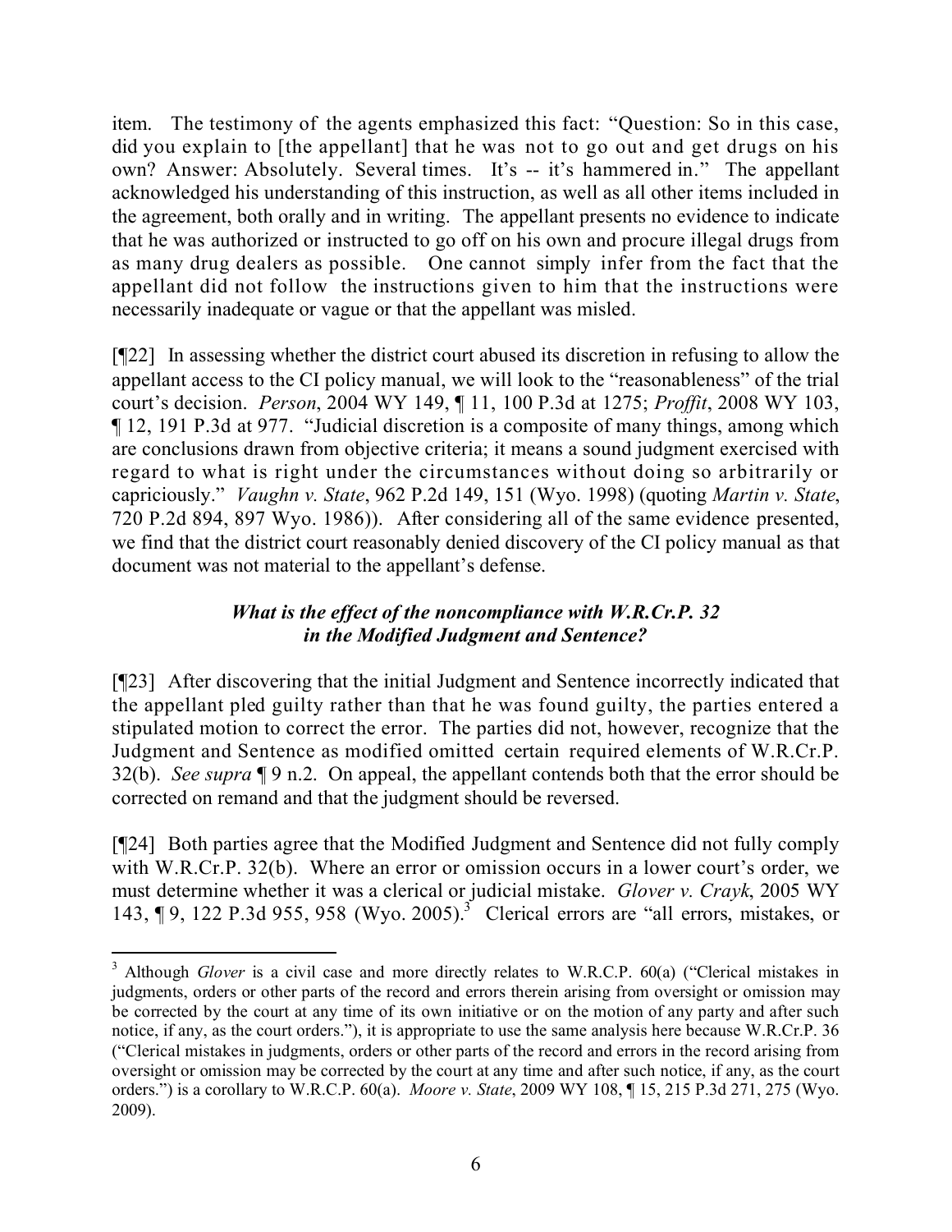item. The testimony of the agents emphasized this fact: "Question: So in this case, did you explain to [the appellant] that he was not to go out and get drugs on his own? Answer: Absolutely. Several times. It's -- it's hammered in." The appellant acknowledged his understanding of this instruction, as well as all other items included in the agreement, both orally and in writing. The appellant presents no evidence to indicate that he was authorized or instructed to go off on his own and procure illegal drugs from as many drug dealers as possible. One cannot simply infer from the fact that the appellant did not follow the instructions given to him that the instructions were necessarily inadequate or vague or that the appellant was misled.

[¶22] In assessing whether the district court abused its discretion in refusing to allow the appellant access to the CI policy manual, we will look to the "reasonableness" of the trial court's decision. *Person*, 2004 WY 149, ¶ 11, 100 P.3d at 1275; *Proffit*, 2008 WY 103, ¶ 12, 191 P.3d at 977. "Judicial discretion is a composite of many things, among which are conclusions drawn from objective criteria; it means a sound judgment exercised with regard to what is right under the circumstances without doing so arbitrarily or capriciously." *Vaughn v. State*, 962 P.2d 149, 151 (Wyo. 1998) (quoting *Martin v. State*, 720 P.2d 894, 897 Wyo. 1986)). After considering all of the same evidence presented, we find that the district court reasonably denied discovery of the CI policy manual as that document was not material to the appellant's defense.

### *What is the effect of the noncompliance with W.R.Cr.P. 32 in the Modified Judgment and Sentence?*

[¶23] After discovering that the initial Judgment and Sentence incorrectly indicated that the appellant pled guilty rather than that he was found guilty, the parties entered a stipulated motion to correct the error. The parties did not, however, recognize that the Judgment and Sentence as modified omitted certain required elements of W.R.Cr.P. 32(b). *See supra* ¶ 9 n.2. On appeal, the appellant contends both that the error should be corrected on remand and that the judgment should be reversed.

[¶24] Both parties agree that the Modified Judgment and Sentence did not fully comply with W.R.Cr.P. 32(b). Where an error or omission occurs in a lower court's order, we must determine whether it was a clerical or judicial mistake. *Glover v. Crayk*, 2005 WY 143, ¶ 9, 122 P.3d 955, 958 (Wyo. 2005).[3] Clerical errors are "all errors, mistakes, or

---

[3] Although *Glover* is a civil case and more directly relates to W.R.C.P. 60(a) ("Clerical mistakes in judgments, orders or other parts of the record and errors therein arising from oversight or omission may be corrected by the court at any time of its own initiative or on the motion of any party and after such notice, if any, as the court orders."), it is appropriate to use the same analysis here because W.R.Cr.P. 36 ("Clerical mistakes in judgments, orders or other parts of the record and errors in the record arising from oversight or omission may be corrected by the court at any time and after such notice, if any, as the court orders.") is a corollary to W.R.C.P. 60(a). *Moore v. State*, 2009 WY 108, ¶ 15, 215 P.3d 271, 275 (Wyo. 2009).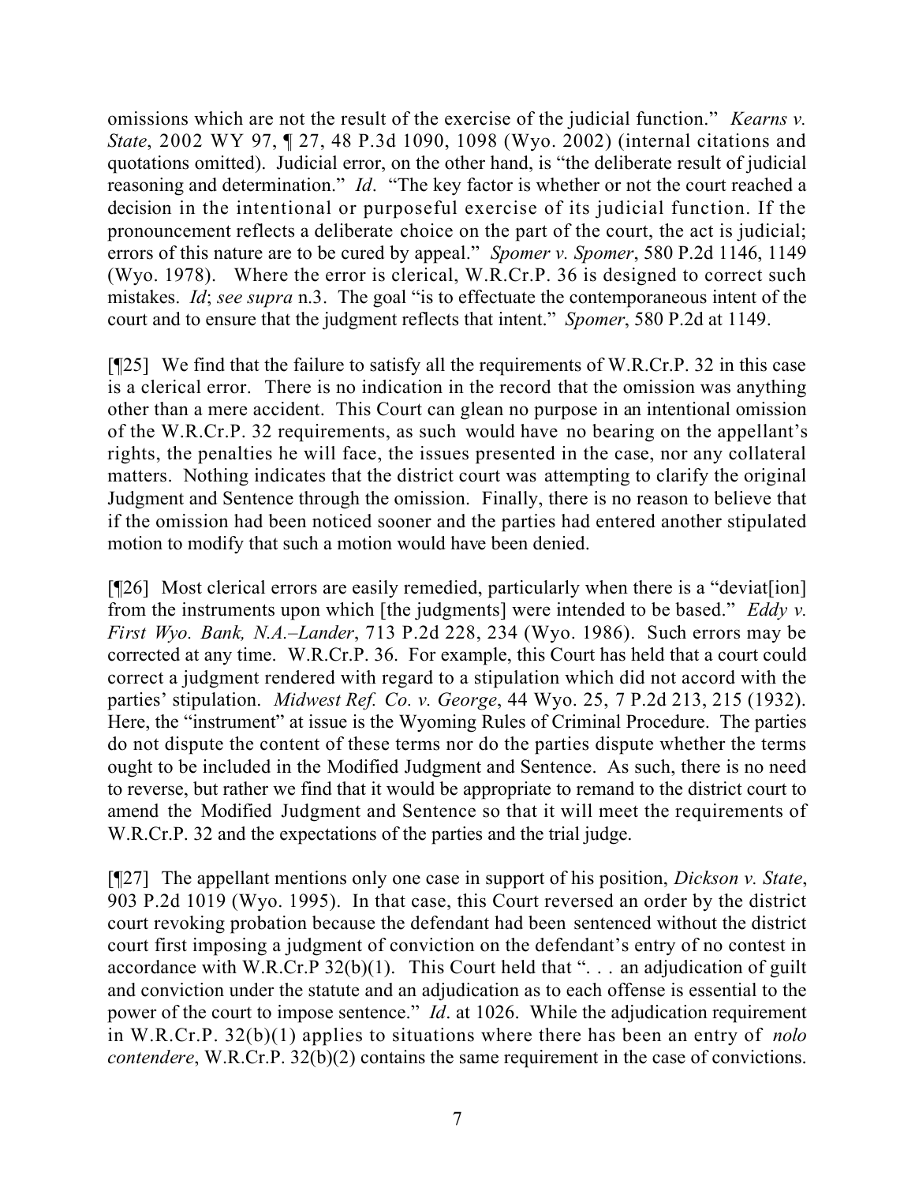omissions which are not the result of the exercise of the judicial function." *Kearns v. State*, 2002 WY 97, ¶ 27, 48 P.3d 1090, 1098 (Wyo. 2002) (internal citations and quotations omitted). Judicial error, on the other hand, is "the deliberate result of judicial reasoning and determination." *Id*. "The key factor is whether or not the court reached a decision in the intentional or purposeful exercise of its judicial function. If the pronouncement reflects a deliberate choice on the part of the court, the act is judicial; errors of this nature are to be cured by appeal." *Spomer v. Spomer*, 580 P.2d 1146, 1149 (Wyo. 1978). Where the error is clerical, W.R.Cr.P. 36 is designed to correct such mistakes. *Id*; *see supra* n.3. The goal "is to effectuate the contemporaneous intent of the court and to ensure that the judgment reflects that intent." *Spomer*, 580 P.2d at 1149.

[¶25] We find that the failure to satisfy all the requirements of W.R.Cr.P. 32 in this case is a clerical error. There is no indication in the record that the omission was anything other than a mere accident. This Court can glean no purpose in an intentional omission of the W.R.Cr.P. 32 requirements, as such would have no bearing on the appellant's rights, the penalties he will face, the issues presented in the case, nor any collateral matters. Nothing indicates that the district court was attempting to clarify the original Judgment and Sentence through the omission. Finally, there is no reason to believe that if the omission had been noticed sooner and the parties had entered another stipulated motion to modify that such a motion would have been denied.

[¶26] Most clerical errors are easily remedied, particularly when there is a "deviat[ion] from the instruments upon which [the judgments] were intended to be based." *Eddy v. First Wyo. Bank, N.A.–Lander*, 713 P.2d 228, 234 (Wyo. 1986). Such errors may be corrected at any time. W.R.Cr.P. 36. For example, this Court has held that a court could correct a judgment rendered with regard to a stipulation which did not accord with the parties' stipulation. *Midwest Ref. Co. v. George*, 44 Wyo. 25, 7 P.2d 213, 215 (1932). Here, the "instrument" at issue is the Wyoming Rules of Criminal Procedure. The parties do not dispute the content of these terms nor do the parties dispute whether the terms ought to be included in the Modified Judgment and Sentence. As such, there is no need to reverse, but rather we find that it would be appropriate to remand to the district court to amend the Modified Judgment and Sentence so that it will meet the requirements of W.R.Cr.P. 32 and the expectations of the parties and the trial judge.

[¶27] The appellant mentions only one case in support of his position, *Dickson v. State*, 903 P.2d 1019 (Wyo. 1995). In that case, this Court reversed an order by the district court revoking probation because the defendant had been sentenced without the district court first imposing a judgment of conviction on the defendant's entry of no contest in accordance with W.R.Cr.P 32(b)(1). This Court held that ". . . an adjudication of guilt and conviction under the statute and an adjudication as to each offense is essential to the power of the court to impose sentence." *Id*. at 1026. While the adjudication requirement in W.R.Cr.P. 32(b)(1) applies to situations where there has been an entry of *nolo contendere*, W.R.Cr.P. 32(b)(2) contains the same requirement in the case of convictions.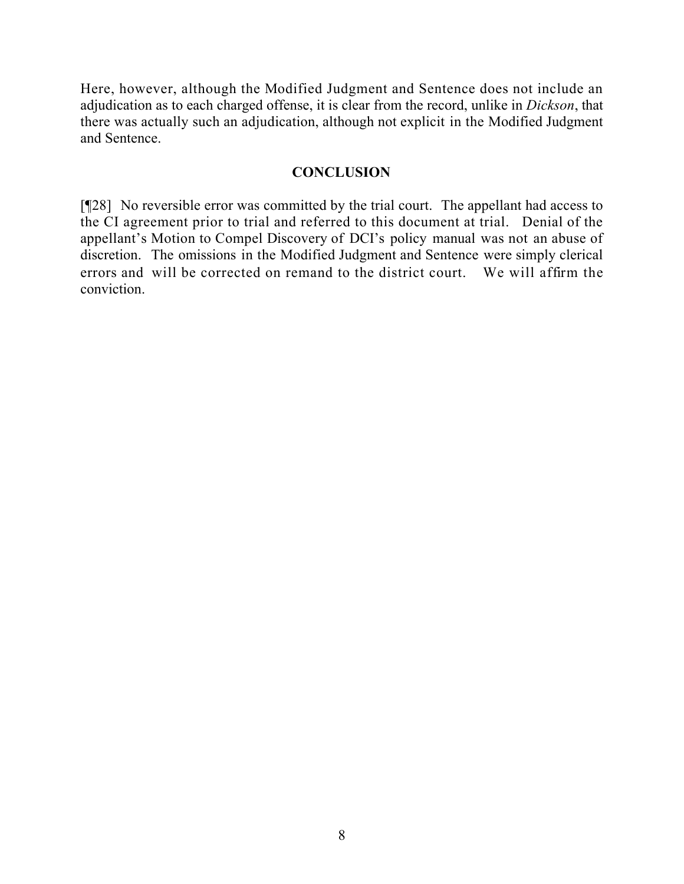Here, however, although the Modified Judgment and Sentence does not include an adjudication as to each charged offense, it is clear from the record, unlike in *Dickson*, that there was actually such an adjudication, although not explicit in the Modified Judgment and Sentence.

## CONCLUSION

[¶28] No reversible error was committed by the trial court. The appellant had access to the CI agreement prior to trial and referred to this document at trial. Denial of the appellant's Motion to Compel Discovery of DCI's policy manual was not an abuse of discretion. The omissions in the Modified Judgment and Sentence were simply clerical errors and will be corrected on remand to the district court. We will affirm the conviction.